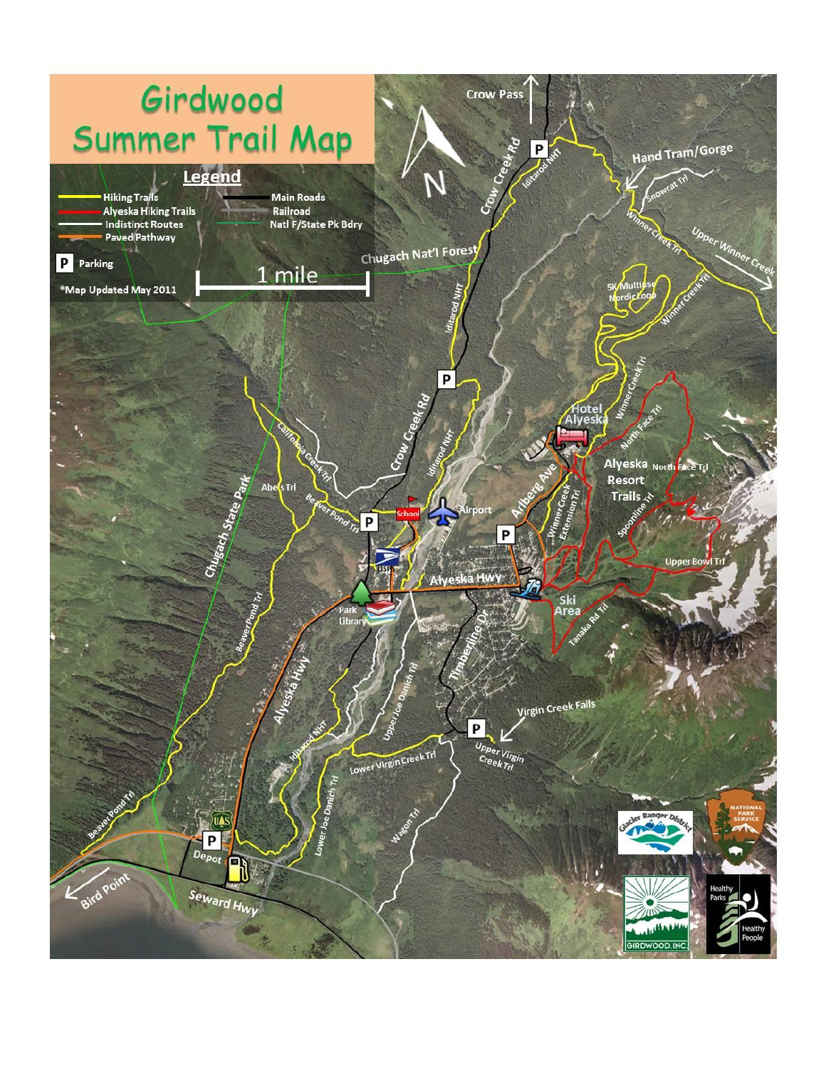# Girdwood Summer Trail Map

## Legend

- Hiking Trails
- Alyeska Hiking Trails
- Indistinct Routes
- Paved Pathway
- Main Roads
- Railroad
- Natl F/State Pk Bdry
- P Parking

1 mile

*Map Updated May 2011

Crow Pass

Hand Tram/Gorge

Snowcat Trl

Winner Creek Trl

Upper Winner Creek

Crow Creek Rd

Iditarod NHT

Chugach Nat'l Forest

5K Multiuse Nordic Loop

Winner Creek Trl

Hotel Alyeska

North Face Trl

Alyeska Resort Trails

North Face Trl

Spoonline Trl

Upper Bowl Trl

Winner Creek Extension Trl

Arlberg Ave

Airport

School

California Creek Trl

Abe's Trl

Beaver Pond Trl

USPS

Alyeska Hwy

Park

Library

Ski Area

Tanaka Rd Trl

Chugach State Park

Beaver Pond Trl

Alyeska Hwy

Upper Joe Danich Trl

Timberline Dr

Virgin Creek Falls

Upper Virgin Creek Trl

Lower Virgin Creek Trl

Iditarod NHT

Lower Joe Danich Trl

Wagon Trl

Beaver Pond Trl

Depot

Bird Point

Seward Hwy

Glacier Ranger District

National Park Service

Girdwood, Inc.

Healthy Parks Healthy People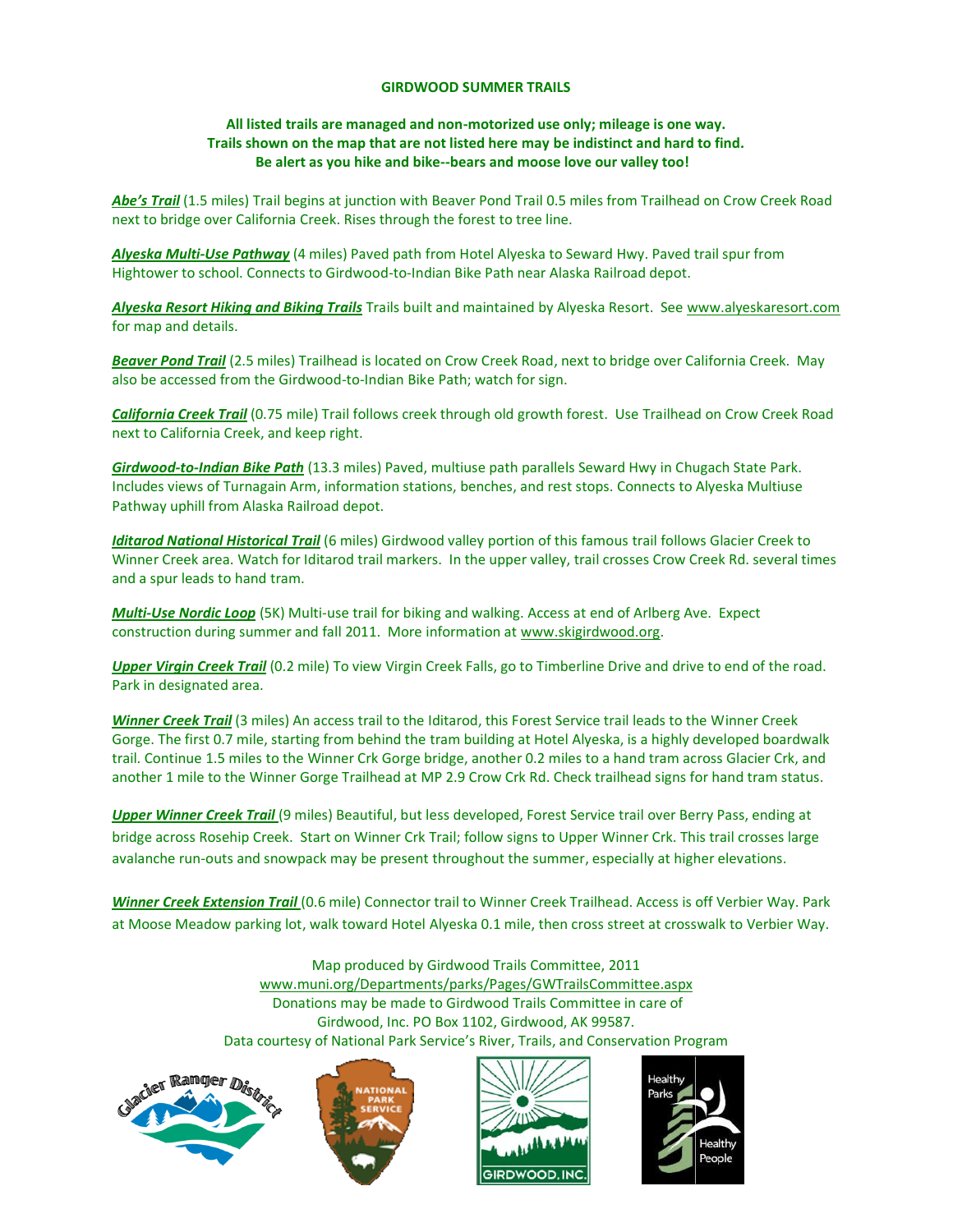# GIRDWOOD SUMMER TRAILS

**All listed trails are managed and non-motorized use only; mileage is one way.**
**Trails shown on the map that are not listed here may be indistinct and hard to find.**
**Be alert as you hike and bike--bears and moose love our valley too!**

***Abe's Trail*** (1.5 miles) Trail begins at junction with Beaver Pond Trail 0.5 miles from Trailhead on Crow Creek Road next to bridge over California Creek. Rises through the forest to tree line.

***Alyeska Multi-Use Pathway*** (4 miles) Paved path from Hotel Alyeska to Seward Hwy. Paved trail spur from Hightower to school. Connects to Girdwood-to-Indian Bike Path near Alaska Railroad depot.

***Alyeska Resort Hiking and Biking Trails*** Trails built and maintained by Alyeska Resort. See www.alyeskaresort.com for map and details.

***Beaver Pond Trail*** (2.5 miles) Trailhead is located on Crow Creek Road, next to bridge over California Creek. May also be accessed from the Girdwood-to-Indian Bike Path; watch for sign.

***California Creek Trail*** (0.75 mile) Trail follows creek through old growth forest. Use Trailhead on Crow Creek Road next to California Creek, and keep right.

***Girdwood-to-Indian Bike Path*** (13.3 miles) Paved, multiuse path parallels Seward Hwy in Chugach State Park. Includes views of Turnagain Arm, information stations, benches, and rest stops. Connects to Alyeska Multiuse Pathway uphill from Alaska Railroad depot.

***Iditarod National Historical Trail*** (6 miles) Girdwood valley portion of this famous trail follows Glacier Creek to Winner Creek area. Watch for Iditarod trail markers. In the upper valley, trail crosses Crow Creek Rd. several times and a spur leads to hand tram.

***Multi-Use Nordic Loop*** (5K) Multi-use trail for biking and walking. Access at end of Arlberg Ave. Expect construction during summer and fall 2011. More information at www.skigirdwood.org.

***Upper Virgin Creek Trail*** (0.2 mile) To view Virgin Creek Falls, go to Timberline Drive and drive to end of the road. Park in designated area.

***Winner Creek Trail*** (3 miles) An access trail to the Iditarod, this Forest Service trail leads to the Winner Creek Gorge. The first 0.7 mile, starting from behind the tram building at Hotel Alyeska, is a highly developed boardwalk trail. Continue 1.5 miles to the Winner Crk Gorge bridge, another 0.2 miles to a hand tram across Glacier Crk, and another 1 mile to the Winner Gorge Trailhead at MP 2.9 Crow Crk Rd. Check trailhead signs for hand tram status.

***Upper Winner Creek Trail*** (9 miles) Beautiful, but less developed, Forest Service trail over Berry Pass, ending at bridge across Rosehip Creek. Start on Winner Crk Trail; follow signs to Upper Winner Crk. This trail crosses large avalanche run-outs and snowpack may be present throughout the summer, especially at higher elevations.

***Winner Creek Extension Trail*** (0.6 mile) Connector trail to Winner Creek Trailhead. Access is off Verbier Way. Park at Moose Meadow parking lot, walk toward Hotel Alyeska 0.1 mile, then cross street at crosswalk to Verbier Way.

Map produced by Girdwood Trails Committee, 2011
www.muni.org/Departments/parks/Pages/GWTrailsCommittee.aspx
Donations may be made to Girdwood Trails Committee in care of
Girdwood, Inc. PO Box 1102, Girdwood, AK 99587.
Data courtesy of National Park Service's River, Trails, and Conservation Program